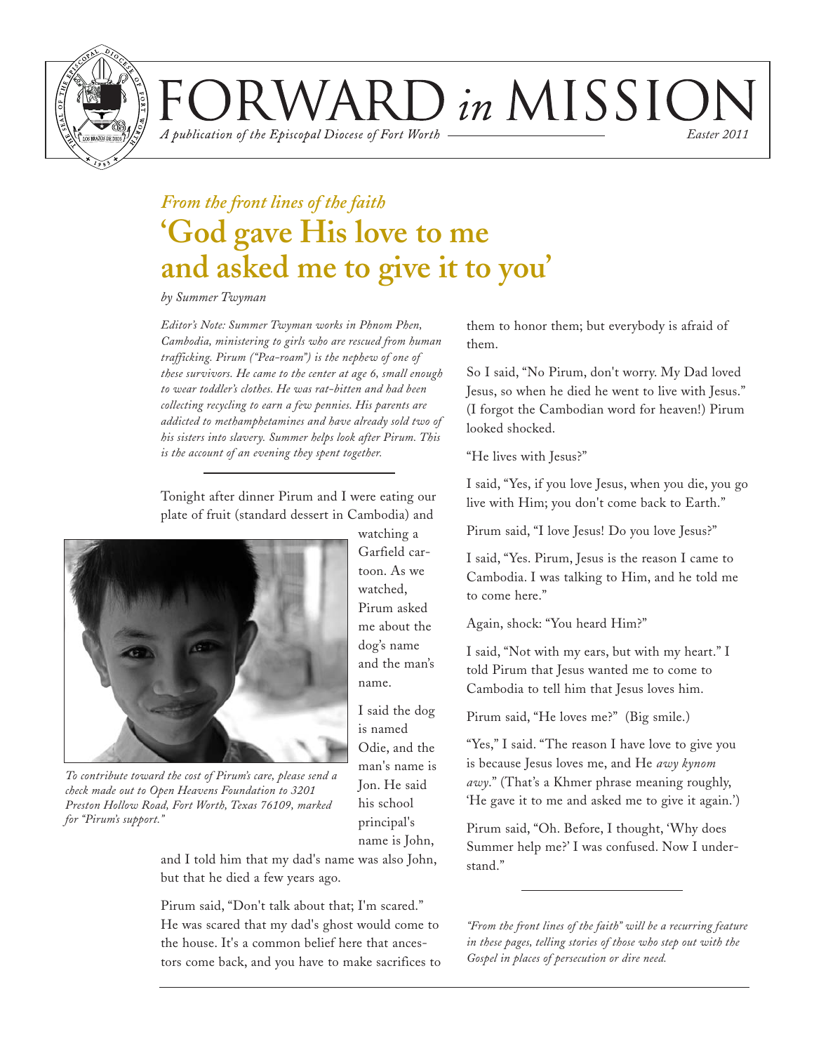# FORWARD *in* MISSION

*A publication of the Episcopal Diocese of Fort Worth* — *Easter 2011*

*From the front lines of the faith*

## 'God gave His love to me and asked me to give it to you'

*by Summer Twyman*

*Editor's Note: Summer Twyman works in Phnom Phen, Cambodia, ministering to girls who are rescued from human trafficking. Pirum ("Pea-roam") is the nephew of one of these survivors. He came to the center at age 6, small enough to wear toddler's clothes. He was rat-bitten and had been collecting recycling to earn a few pennies. His parents are addicted to methamphetamines and have already sold two of his sisters into slavery. Summer helps look after Pirum. This is the account of an evening they spent together.*

Tonight after dinner Pirum and I were eating our plate of fruit (standard dessert in Cambodia) and watching a Garfield cartoon. As we watched, Pirum asked me about the dog's name and the man's name.

*To contribute toward the cost of Pirum's care, please send a check made out to Open Heavens Foundation to 3201 Preston Hollow Road, Fort Worth, Texas 76109, marked for "Pirum's support."*

I said the dog is named Odie, and the man's name is Jon. He said his school principal's name is John, and I told him that my dad's name was also John, but that he died a few years ago.

Pirum said, "Don't talk about that; I'm scared." He was scared that my dad's ghost would come to the house. It's a common belief here that ancestors come back, and you have to make sacrifices to them to honor them; but everybody is afraid of them.

So I said, "No Pirum, don't worry. My Dad loved Jesus, so when he died he went to live with Jesus." (I forgot the Cambodian word for heaven!) Pirum looked shocked.

"He lives with Jesus?"

I said, "Yes, if you love Jesus, when you die, you go live with Him; you don't come back to Earth."

Pirum said, "I love Jesus! Do you love Jesus?"

I said, "Yes. Pirum, Jesus is the reason I came to Cambodia. I was talking to Him, and he told me to come here."

Again, shock: "You heard Him?"

I said, "Not with my ears, but with my heart." I told Pirum that Jesus wanted me to come to Cambodia to tell him that Jesus loves him.

Pirum said, "He loves me?" (Big smile.)

"Yes," I said. "The reason I have love to give you is because Jesus loves me, and He *awy kynom awy*." (That's a Khmer phrase meaning roughly, 'He gave it to me and asked me to give it again.')

Pirum said, "Oh. Before, I thought, 'Why does Summer help me?' I was confused. Now I understand."

---

*"From the front lines of the faith" will be a recurring feature in these pages, telling stories of those who step out with the Gospel in places of persecution or dire need.*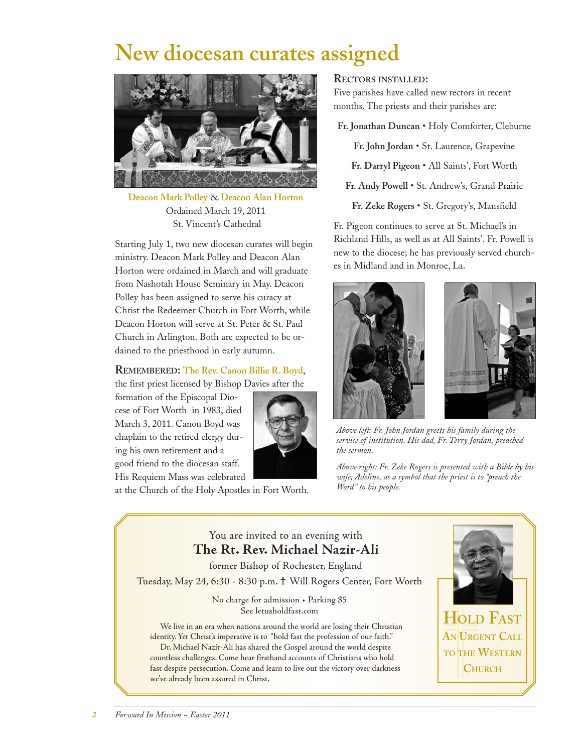# New diocesan curates assigned

**Deacon Mark Polley** & **Deacon Alan Horton**
Ordained March 19, 2011
St. Vincent's Cathedral

Starting July 1, two new diocesan curates will begin ministry. Deacon Mark Polley and Deacon Alan Horton were ordained in March and will graduate from Nashotah House Seminary in May. Deacon Polley has been assigned to serve his curacy at Christ the Redeemer Church in Fort Worth, while Deacon Horton will serve at St. Peter & St. Paul Church in Arlington. Both are expected to be ordained to the priesthood in early autumn.

**REMEMBERED:** **The Rev. Canon Billie R. Boyd**, the first priest licensed by Bishop Davies after the formation of the Episcopal Diocese of Fort Worth in 1983, died March 3, 2011. Canon Boyd was chaplain to the retired clergy during his own retirement and a good friend to the diocesan staff. His Requiem Mass was celebrated at the Church of the Holy Apostles in Fort Worth.

**RECTORS INSTALLED:**

Five parishes have called new rectors in recent months. The priests and their parishes are:

**Fr. Jonathan Duncan** • Holy Comforter, Cleburne

**Fr. John Jordan** • St. Laurence, Grapevine

**Fr. Darryl Pigeon** • All Saints', Fort Worth

**Fr. Andy Powell** • St. Andrew's, Grand Prairie

**Fr. Zeke Rogers** • St. Gregory's, Mansfield

Fr. Pigeon continues to serve at St. Michael's in Richland Hills, as well as at All Saints'. Fr. Powell is new to the diocese; he has previously served churches in Midland and in Monroe, La.

*Above left: Fr. John Jordan greets his family during the service of institution. His dad, Fr. Terry Jordan, preached the sermon.*

*Above right: Fr. Zeke Rogers is presented with a Bible by his wife, Adeline, as a symbol that the priest is to "preach the Word" to his people.*

---

You are invited to an evening with
**The Rt. Rev. Michael Nazir-Ali**
former Bishop of Rochester, England

Tuesday, May 24, 6:30 - 8:30 p.m. † Will Rogers Center, Fort Worth

No charge for admission • Parking $5
See letusholdfast.com

We live in an era when nations around the world are losing their Christian identity. Yet Christ's imperative is to "hold fast the profession of our faith."

Dr. Michael Nazir-Ali has shared the Gospel around the world despite countless challenges. Come hear firsthand accounts of Christians who hold fast despite persecution. Come and learn to live out the victory over darkness we've already been assured in Christ.

**HOLD FAST**
**AN URGENT CALL TO THE WESTERN CHURCH**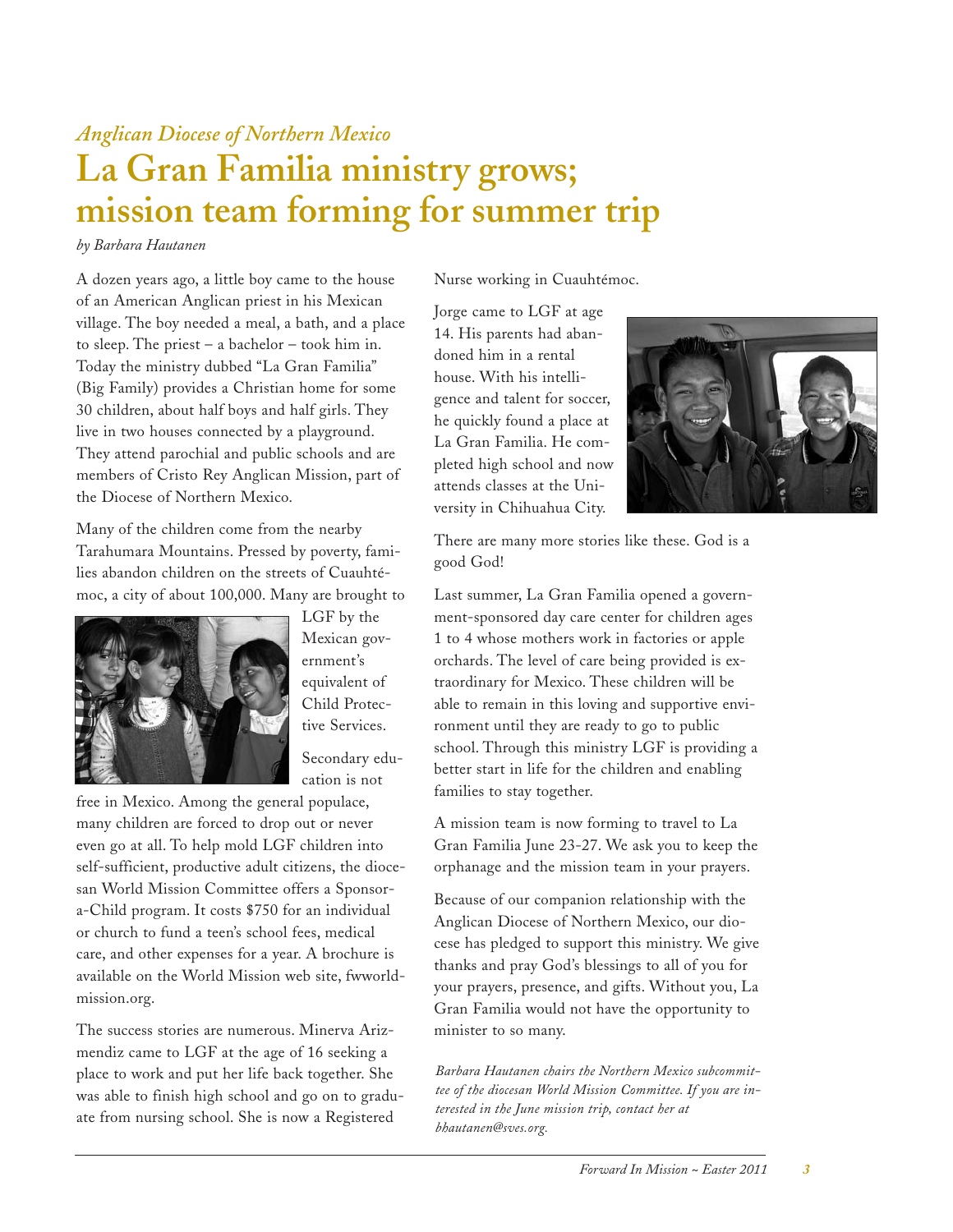*Anglican Diocese of Northern Mexico*

# La Gran Familia ministry grows; mission team forming for summer trip

*by Barbara Hautanen*

A dozen years ago, a little boy came to the house of an American Anglican priest in his Mexican village. The boy needed a meal, a bath, and a place to sleep. The priest – a bachelor – took him in. Today the ministry dubbed "La Gran Familia" (Big Family) provides a Christian home for some 30 children, about half boys and half girls. They live in two houses connected by a playground. They attend parochial and public schools and are members of Cristo Rey Anglican Mission, part of the Diocese of Northern Mexico.

Many of the children come from the nearby Tarahumara Mountains. Pressed by poverty, families abandon children on the streets of Cuauhtémoc, a city of about 100,000. Many are brought to LGF by the Mexican government's equivalent of Child Protective Services.

Secondary education is not free in Mexico. Among the general populace, many children are forced to drop out or never even go at all. To help mold LGF children into self-sufficient, productive adult citizens, the diocesan World Mission Committee offers a Sponsor-a-Child program. It costs $750 for an individual or church to fund a teen's school fees, medical care, and other expenses for a year. A brochure is available on the World Mission web site, fwworldmission.org.

The success stories are numerous. Minerva Arizmendiz came to LGF at the age of 16 seeking a place to work and put her life back together. She was able to finish high school and go on to graduate from nursing school. She is now a Registered Nurse working in Cuauhtémoc.

Jorge came to LGF at age 14. His parents had abandoned him in a rental house. With his intelligence and talent for soccer, he quickly found a place at La Gran Familia. He completed high school and now attends classes at the University in Chihuahua City.

There are many more stories like these. God is a good God!

Last summer, La Gran Familia opened a government-sponsored day care center for children ages 1 to 4 whose mothers work in factories or apple orchards. The level of care being provided is extraordinary for Mexico. These children will be able to remain in this loving and supportive environment until they are ready to go to public school. Through this ministry LGF is providing a better start in life for the children and enabling families to stay together.

A mission team is now forming to travel to La Gran Familia June 23-27. We ask you to keep the orphanage and the mission team in your prayers.

Because of our companion relationship with the Anglican Diocese of Northern Mexico, our diocese has pledged to support this ministry. We give thanks and pray God's blessings to all of you for your prayers, presence, and gifts. Without you, La Gran Familia would not have the opportunity to minister to so many.

*Barbara Hautanen chairs the Northern Mexico subcommittee of the diocesan World Mission Committee. If you are interested in the June mission trip, contact her at bhautanen@sves.org.*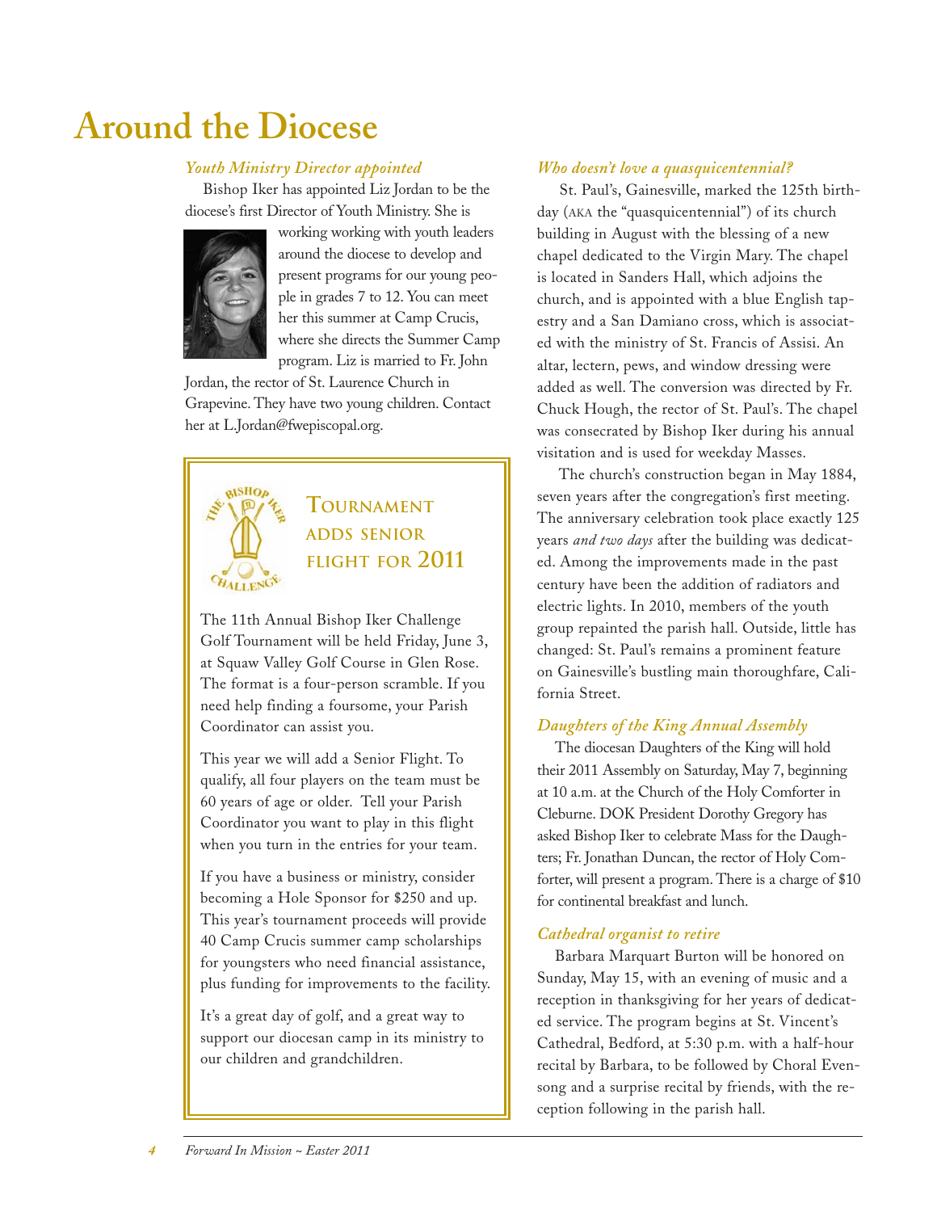# Around the Diocese

### *Youth Ministry Director appointed*

Bishop Iker has appointed Liz Jordan to be the diocese's first Director of Youth Ministry. She is working working with youth leaders around the diocese to develop and present programs for our young people in grades 7 to 12. You can meet her this summer at Camp Crucis, where she directs the Summer Camp program. Liz is married to Fr. John Jordan, the rector of St. Laurence Church in Grapevine. They have two young children. Contact her at L.Jordan@fwepiscopal.org.

## Tournament adds senior flight for 2011

The 11th Annual Bishop Iker Challenge Golf Tournament will be held Friday, June 3, at Squaw Valley Golf Course in Glen Rose. The format is a four-person scramble. If you need help finding a foursome, your Parish Coordinator can assist you.

This year we will add a Senior Flight. To qualify, all four players on the team must be 60 years of age or older. Tell your Parish Coordinator you want to play in this flight when you turn in the entries for your team.

If you have a business or ministry, consider becoming a Hole Sponsor for $250 and up. This year's tournament proceeds will provide 40 Camp Crucis summer camp scholarships for youngsters who need financial assistance, plus funding for improvements to the facility.

It's a great day of golf, and a great way to support our diocesan camp in its ministry to our children and grandchildren.

### *Who doesn't love a quasquicentennial?*

St. Paul's, Gainesville, marked the 125th birthday (AKA the "quasquicentennial") of its church building in August with the blessing of a new chapel dedicated to the Virgin Mary. The chapel is located in Sanders Hall, which adjoins the church, and is appointed with a blue English tapestry and a San Damiano cross, which is associated with the ministry of St. Francis of Assisi. An altar, lectern, pews, and window dressing were added as well. The conversion was directed by Fr. Chuck Hough, the rector of St. Paul's. The chapel was consecrated by Bishop Iker during his annual visitation and is used for weekday Masses.

The church's construction began in May 1884, seven years after the congregation's first meeting. The anniversary celebration took place exactly 125 years *and two days* after the building was dedicated. Among the improvements made in the past century have been the addition of radiators and electric lights. In 2010, members of the youth group repainted the parish hall. Outside, little has changed: St. Paul's remains a prominent feature on Gainesville's bustling main thoroughfare, California Street.

### *Daughters of the King Annual Assembly*

The diocesan Daughters of the King will hold their 2011 Assembly on Saturday, May 7, beginning at 10 a.m. at the Church of the Holy Comforter in Cleburne. DOK President Dorothy Gregory has asked Bishop Iker to celebrate Mass for the Daughters; Fr. Jonathan Duncan, the rector of Holy Comforter, will present a program. There is a charge of $10 for continental breakfast and lunch.

### *Cathedral organist to retire*

Barbara Marquart Burton will be honored on Sunday, May 15, with an evening of music and a reception in thanksgiving for her years of dedicated service. The program begins at St. Vincent's Cathedral, Bedford, at 5:30 p.m. with a half-hour recital by Barbara, to be followed by Choral Evensong and a surprise recital by friends, with the reception following in the parish hall.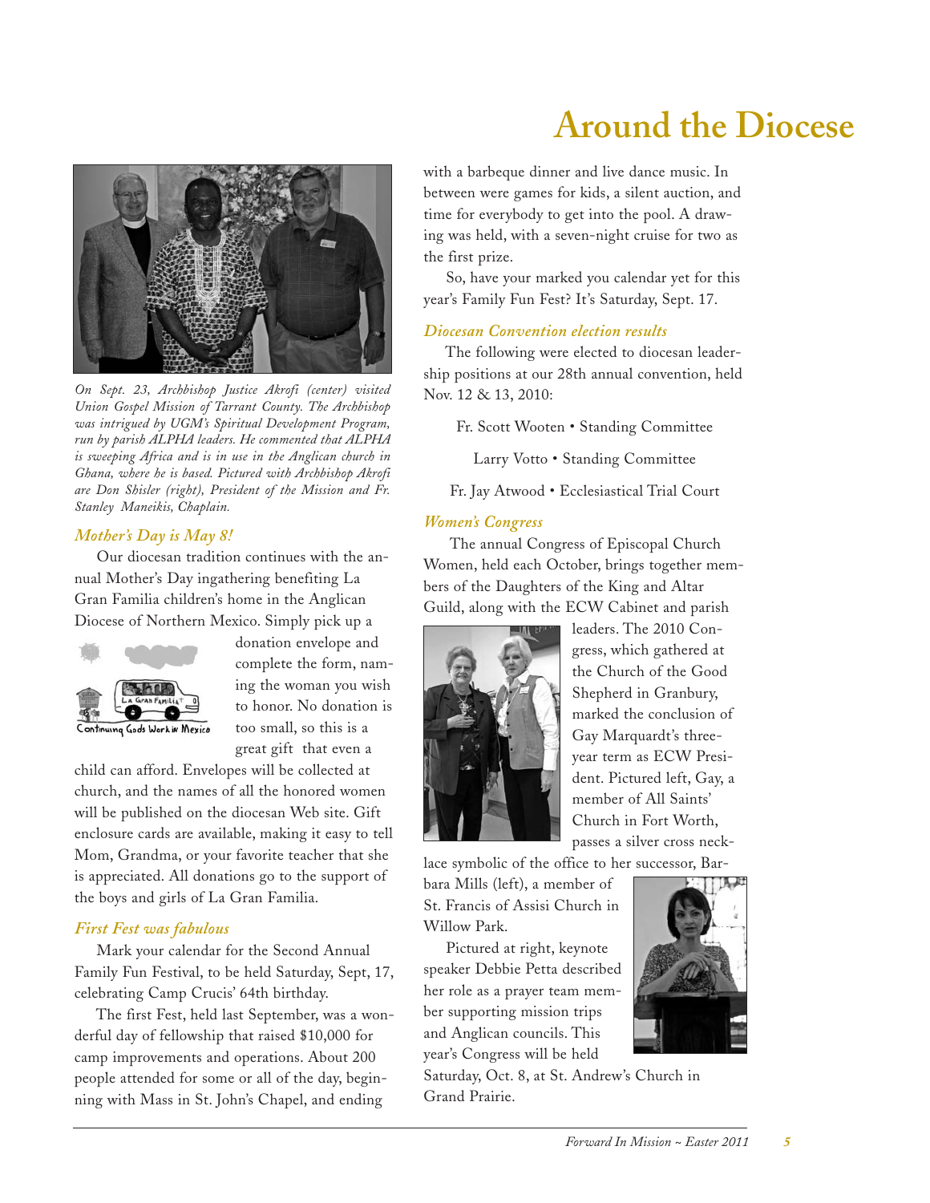# Around the Diocese

*On Sept. 23, Archbishop Justice Akrofi (center) visited Union Gospel Mission of Tarrant County. The Archbishop was intrigued by UGM's Spiritual Development Program, run by parish ALPHA leaders. He commented that ALPHA is sweeping Africa and is in use in the Anglican church in Ghana, where he is based. Pictured with Archbishop Akrofi are Don Shisler (right), President of the Mission and Fr. Stanley Maneikis, Chaplain.*

### *Mother's Day is May 8!*

Our diocesan tradition continues with the annual Mother's Day ingathering benefiting La Gran Familia children's home in the Anglican Diocese of Northern Mexico. Simply pick up a donation envelope and complete the form, naming the woman you wish to honor. No donation is too small, so this is a great gift that even a child can afford. Envelopes will be collected at church, and the names of all the honored women will be published on the diocesan Web site. Gift enclosure cards are available, making it easy to tell Mom, Grandma, or your favorite teacher that she is appreciated. All donations go to the support of the boys and girls of La Gran Familia.

### *First Fest was fabulous*

Mark your calendar for the Second Annual Family Fun Festival, to be held Saturday, Sept, 17, celebrating Camp Crucis' 64th birthday.

The first Fest, held last September, was a wonderful day of fellowship that raised $10,000 for camp improvements and operations. About 200 people attended for some or all of the day, beginning with Mass in St. John's Chapel, and ending with a barbeque dinner and live dance music. In between were games for kids, a silent auction, and time for everybody to get into the pool. A drawing was held, with a seven-night cruise for two as the first prize.

So, have your marked you calendar yet for this year's Family Fun Fest? It's Saturday, Sept. 17.

### *Diocesan Convention election results*

The following were elected to diocesan leadership positions at our 28th annual convention, held Nov. 12 & 13, 2010:

Fr. Scott Wooten • Standing Committee

Larry Votto • Standing Committee

Fr. Jay Atwood • Ecclesiastical Trial Court

### *Women's Congress*

The annual Congress of Episcopal Church Women, held each October, brings together members of the Daughters of the King and Altar Guild, along with the ECW Cabinet and parish leaders. The 2010 Congress, which gathered at the Church of the Good Shepherd in Granbury, marked the conclusion of Gay Marquardt's three-year term as ECW President. Pictured left, Gay, a member of All Saints' Church in Fort Worth, passes a silver cross necklace symbolic of the office to her successor, Barbara Mills (left), a member of St. Francis of Assisi Church in Willow Park.

Pictured at right, keynote speaker Debbie Petta described her role as a prayer team member supporting mission trips and Anglican councils. This year's Congress will be held Saturday, Oct. 8, at St. Andrew's Church in Grand Prairie.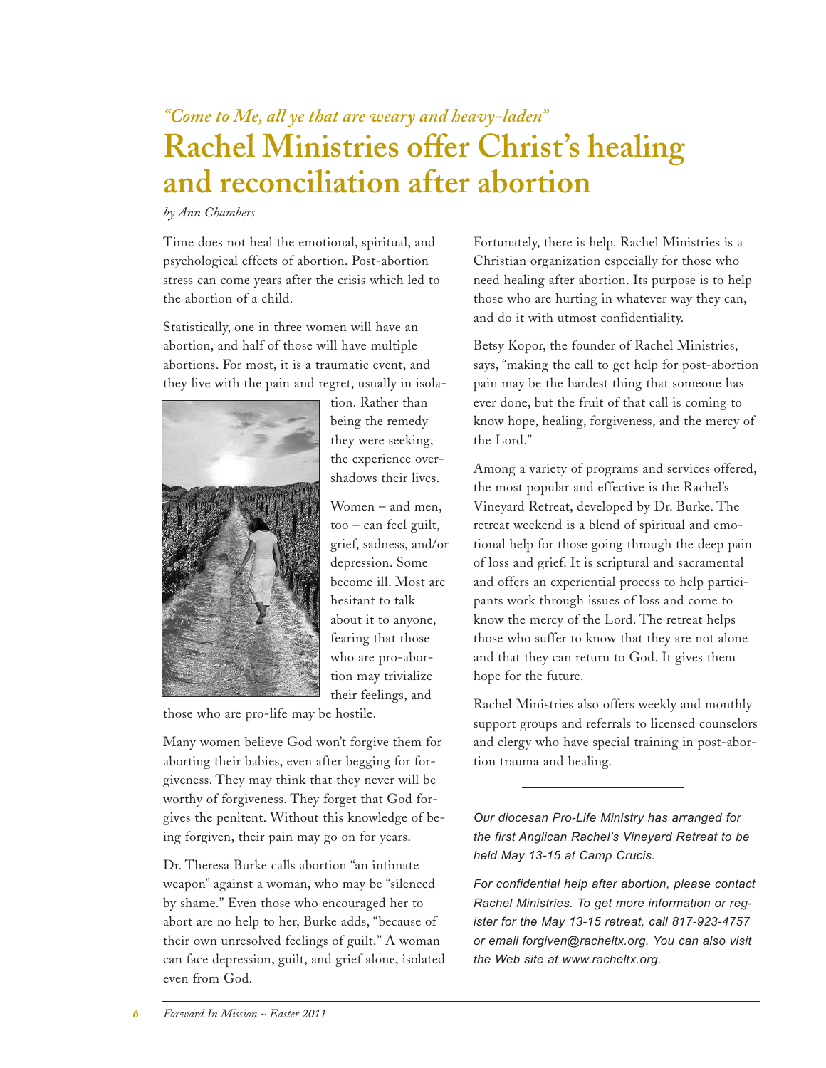*"Come to Me, all ye that are weary and heavy-laden"*

# Rachel Ministries offer Christ's healing and reconciliation after abortion

*by Ann Chambers*

Time does not heal the emotional, spiritual, and psychological effects of abortion. Post-abortion stress can come years after the crisis which led to the abortion of a child.

Statistically, one in three women will have an abortion, and half of those will have multiple abortions. For most, it is a traumatic event, and they live with the pain and regret, usually in isolation. Rather than being the remedy they were seeking, the experience overshadows their lives.

Women – and men, too – can feel guilt, grief, sadness, and/or depression. Some become ill. Most are hesitant to talk about it to anyone, fearing that those who are pro-abortion may trivialize their feelings, and those who are pro-life may be hostile.

Many women believe God won't forgive them for aborting their babies, even after begging for forgiveness. They may think that they never will be worthy of forgiveness. They forget that God forgives the penitent. Without this knowledge of being forgiven, their pain may go on for years.

Dr. Theresa Burke calls abortion "an intimate weapon" against a woman, who may be "silenced by shame." Even those who encouraged her to abort are no help to her, Burke adds, "because of their own unresolved feelings of guilt." A woman can face depression, guilt, and grief alone, isolated even from God.

Fortunately, there is help. Rachel Ministries is a Christian organization especially for those who need healing after abortion. Its purpose is to help those who are hurting in whatever way they can, and do it with utmost confidentiality.

Betsy Kopor, the founder of Rachel Ministries, says, "making the call to get help for post-abortion pain may be the hardest thing that someone has ever done, but the fruit of that call is coming to know hope, healing, forgiveness, and the mercy of the Lord."

Among a variety of programs and services offered, the most popular and effective is the Rachel's Vineyard Retreat, developed by Dr. Burke. The retreat weekend is a blend of spiritual and emotional help for those going through the deep pain of loss and grief. It is scriptural and sacramental and offers an experiential process to help participants work through issues of loss and come to know the mercy of the Lord. The retreat helps those who suffer to know that they are not alone and that they can return to God. It gives them hope for the future.

Rachel Ministries also offers weekly and monthly support groups and referrals to licensed counselors and clergy who have special training in post-abortion trauma and healing.

---

*Our diocesan Pro-Life Ministry has arranged for the first Anglican Rachel's Vineyard Retreat to be held May 13-15 at Camp Crucis.*

*For confidential help after abortion, please contact Rachel Ministries. To get more information or register for the May 13-15 retreat, call 817-923-4757 or email forgiven@racheltx.org. You can also visit the Web site at www.racheltx.org.*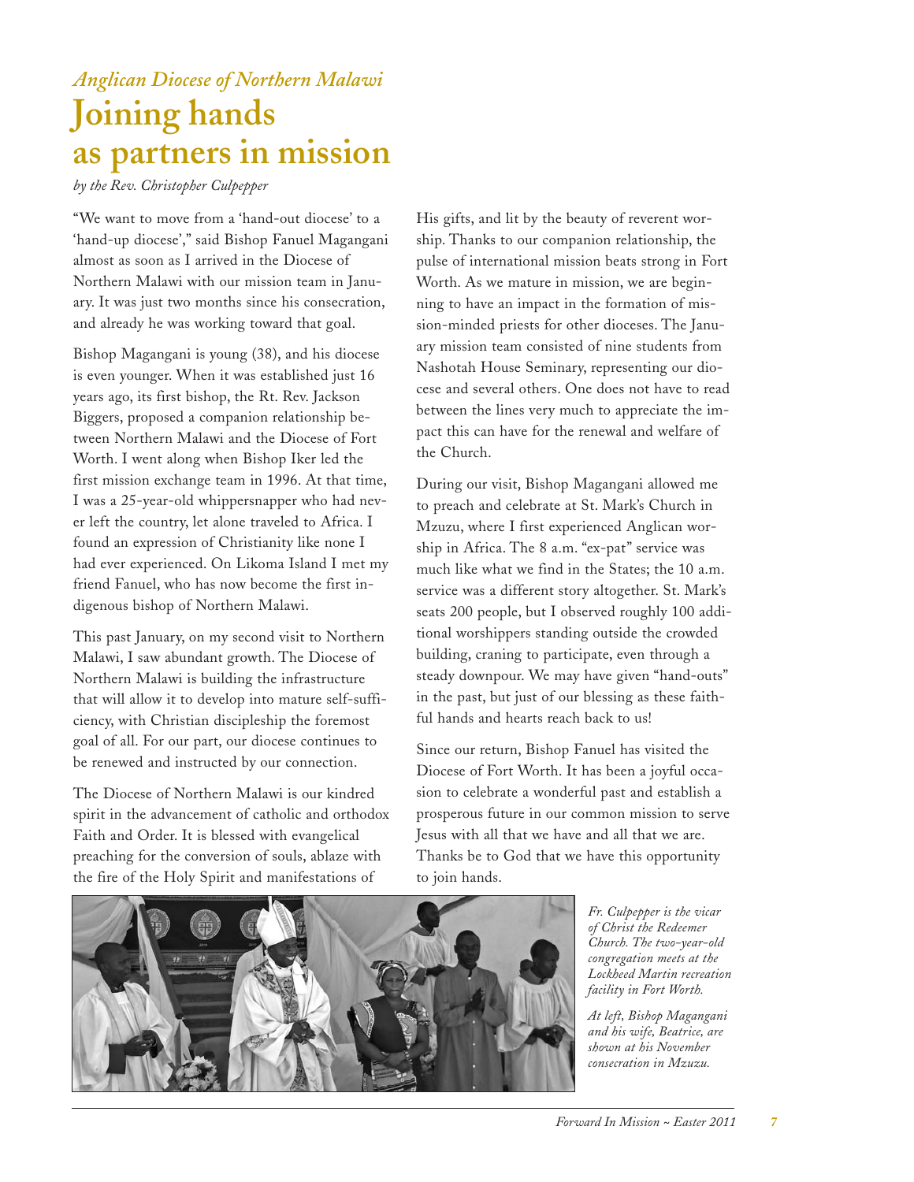*Anglican Diocese of Northern Malawi*

# Joining hands as partners in mission

*by the Rev. Christopher Culpepper*

"We want to move from a 'hand-out diocese' to a 'hand-up diocese'," said Bishop Fanuel Magangani almost as soon as I arrived in the Diocese of Northern Malawi with our mission team in January. It was just two months since his consecration, and already he was working toward that goal.

Bishop Magangani is young (38), and his diocese is even younger. When it was established just 16 years ago, its first bishop, the Rt. Rev. Jackson Biggers, proposed a companion relationship between Northern Malawi and the Diocese of Fort Worth. I went along when Bishop Iker led the first mission exchange team in 1996. At that time, I was a 25-year-old whippersnapper who had never left the country, let alone traveled to Africa. I found an expression of Christianity like none I had ever experienced. On Likoma Island I met my friend Fanuel, who has now become the first indigenous bishop of Northern Malawi.

This past January, on my second visit to Northern Malawi, I saw abundant growth. The Diocese of Northern Malawi is building the infrastructure that will allow it to develop into mature self-sufficiency, with Christian discipleship the foremost goal of all. For our part, our diocese continues to be renewed and instructed by our connection.

The Diocese of Northern Malawi is our kindred spirit in the advancement of catholic and orthodox Faith and Order. It is blessed with evangelical preaching for the conversion of souls, ablaze with the fire of the Holy Spirit and manifestations of His gifts, and lit by the beauty of reverent worship. Thanks to our companion relationship, the pulse of international mission beats strong in Fort Worth. As we mature in mission, we are beginning to have an impact in the formation of mission-minded priests for other dioceses. The January mission team consisted of nine students from Nashotah House Seminary, representing our diocese and several others. One does not have to read between the lines very much to appreciate the impact this can have for the renewal and welfare of the Church.

During our visit, Bishop Magangani allowed me to preach and celebrate at St. Mark's Church in Mzuzu, where I first experienced Anglican worship in Africa. The 8 a.m. "ex-pat" service was much like what we find in the States; the 10 a.m. service was a different story altogether. St. Mark's seats 200 people, but I observed roughly 100 additional worshippers standing outside the crowded building, craning to participate, even through a steady downpour. We may have given "hand-outs" in the past, but just of our blessing as these faithful hands and hearts reach back to us!

Since our return, Bishop Fanuel has visited the Diocese of Fort Worth. It has been a joyful occasion to celebrate a wonderful past and establish a prosperous future in our common mission to serve Jesus with all that we have and all that we are. Thanks be to God that we have this opportunity to join hands.

*Fr. Culpepper is the vicar of Christ the Redeemer Church. The two-year-old congregation meets at the Lockheed Martin recreation facility in Fort Worth.*

*At left, Bishop Magangani and his wife, Beatrice, are shown at his November consecration in Mzuzu.*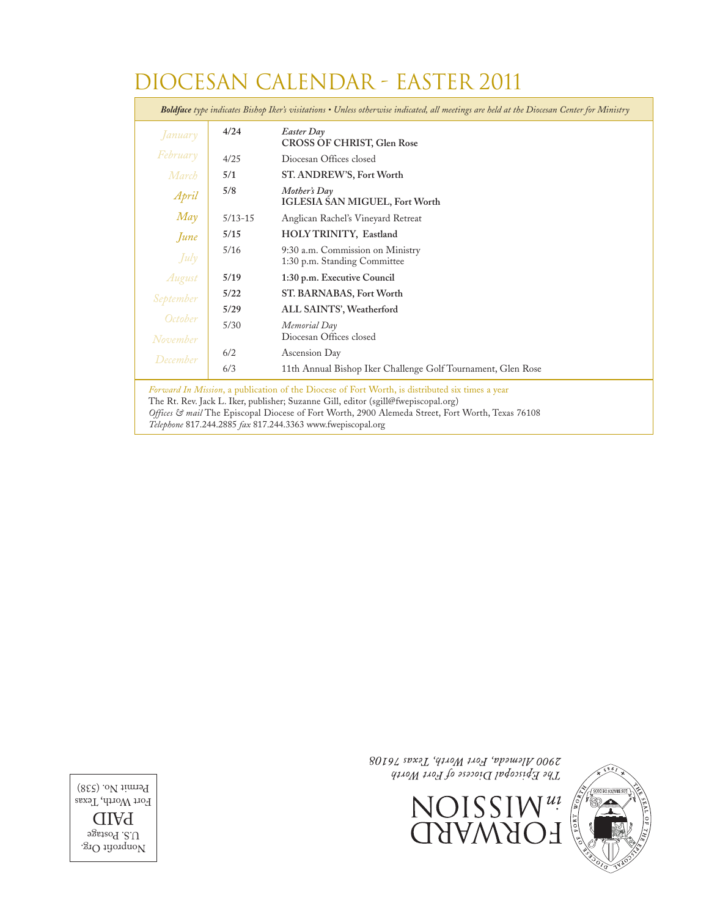# DIOCESAN CALENDAR - EASTER 2011

***Boldface*** *type indicates Bishop Iker's visitations • Unless otherwise indicated, all meetings are held at the Diocesan Center for Ministry*

January
February
March
*April*
*May*
*June*
July
August
September
October
November
December

| | |
|---|---|
| **4/24** | *Easter Day*<br>**CROSS OF CHRIST, Glen Rose** |
| 4/25 | Diocesan Offices closed |
| **5/1** | **ST. ANDREW'S, Fort Worth** |
| **5/8** | *Mother's Day*<br>**IGLESIA SAN MIGUEL, Fort Worth** |
| 5/13-15 | Anglican Rachel's Vineyard Retreat |
| **5/15** | **HOLY TRINITY, Eastland** |
| 5/16 | 9:30 a.m. Commission on Ministry<br>1:30 p.m. Standing Committee |
| **5/19** | **1:30 p.m. Executive Council** |
| **5/22** | **ST. BARNABAS, Fort Worth** |
| **5/29** | **ALL SAINTS', Weatherford** |
| 5/30 | *Memorial Day*<br>Diocesan Offices closed |
| 6/2 | Ascension Day |
| 6/3 | 11th Annual Bishop Iker Challenge Golf Tournament, Glen Rose |

*Forward In Mission*, a publication of the Diocese of Fort Worth, is distributed six times a year
The Rt. Rev. Jack L. Iker, publisher; Suzanne Gill, editor (sgill@fwepiscopal.org)
*Offices & mail* The Episcopal Diocese of Fort Worth, 2900 Alemeda Street, Fort Worth, Texas 76108
*Telephone* 817.244.2885 *fax* 817.244.3363 www.fwepiscopal.org

FORWARD *in* MISSION

*The Episcopal Diocese of Fort Worth*
*2900 Alemeda, Fort Worth, Texas 76108*

Nonprofit Org.
U.S. Postage
PAID
Fort Worth, Texas
Permit No. (538)